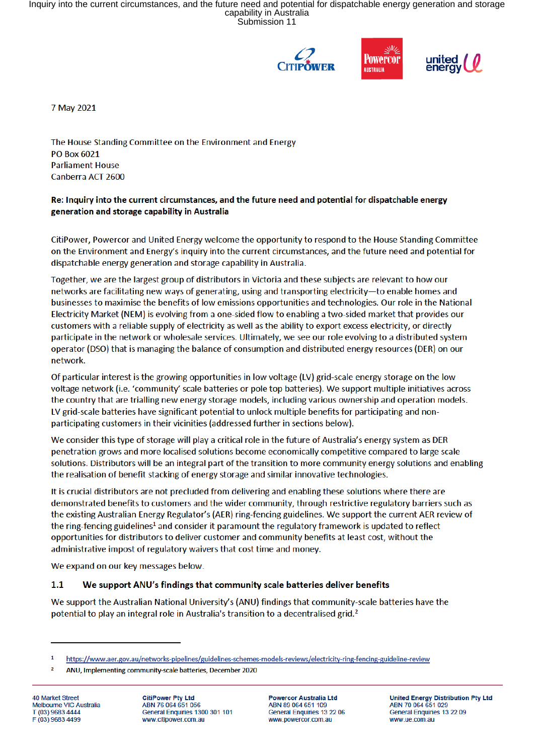7 May 2021

The House Standing Committee on the Environment and Energy
PO Box 6021
Parliament House
Canberra ACT 2600

**Re: Inquiry into the current circumstances, and the future need and potential for dispatchable energy generation and storage capability in Australia**

CitiPower, Powercor and United Energy welcome the opportunity to respond to the House Standing Committee on the Environment and Energy's inquiry into the current circumstances, and the future need and potential for dispatchable energy generation and storage capability in Australia.

Together, we are the largest group of distributors in Victoria and these subjects are relevant to how our networks are facilitating new ways of generating, using and transporting electricity—to enable homes and businesses to maximise the benefits of low emissions opportunities and technologies. Our role in the National Electricity Market (NEM) is evolving from a one-sided flow to enabling a two-sided market that provides our customers with a reliable supply of electricity as well as the ability to export excess electricity, or directly participate in the network or wholesale services. Ultimately, we see our role evolving to a distributed system operator (DSO) that is managing the balance of consumption and distributed energy resources (DER) on our network.

Of particular interest is the growing opportunities in low voltage (LV) grid-scale energy storage on the low voltage network (i.e. 'community' scale batteries or pole top batteries). We support multiple initiatives across the country that are trialling new energy storage models, including various ownership and operation models. LV grid-scale batteries have significant potential to unlock multiple benefits for participating and non-participating customers in their vicinities (addressed further in sections below).

We consider this type of storage will play a critical role in the future of Australia's energy system as DER penetration grows and more localised solutions become economically competitive compared to large scale solutions. Distributors will be an integral part of the transition to more community energy solutions and enabling the realisation of benefit stacking of energy storage and similar innovative technologies.

It is crucial distributors are not precluded from delivering and enabling these solutions where there are demonstrated benefits to customers and the wider community, through restrictive regulatory barriers such as the existing Australian Energy Regulator's (AER) ring-fencing guidelines. We support the current AER review of the ring-fencing guidelines[1] and consider it paramount the regulatory framework is updated to reflect opportunities for distributors to deliver customer and community benefits at least cost, without the administrative impost of regulatory waivers that cost time and money.

We expand on our key messages below.

## 1.1 We support ANU's findings that community scale batteries deliver benefits

We support the Australian National University's (ANU) findings that community-scale batteries have the potential to play an integral role in Australia's transition to a decentralised grid.[2]

---

[1] https://www.aer.gov.au/networks-pipelines/guidelines-schemes-models-reviews/electricity-ring-fencing-guideline-review

[2] ANU, Implementing community-scale batteries, December 2020

40 Market Street
Melbourne VIC Australia
T (03) 9683 4444
F (03) 9683 4499

**CitiPower Pty Ltd**
ABN 76 064 651 056
General Enquiries 1300 301 101
www.citipower.com.au

**Powercor Australia Ltd**
ABN 89 064 651 109
General Enquiries 13 22 06
www.powercor.com.au

**United Energy Distribution Pty Ltd**
ABN 70 064 651 029
General Enquiries 13 22 09
www.ue.com.au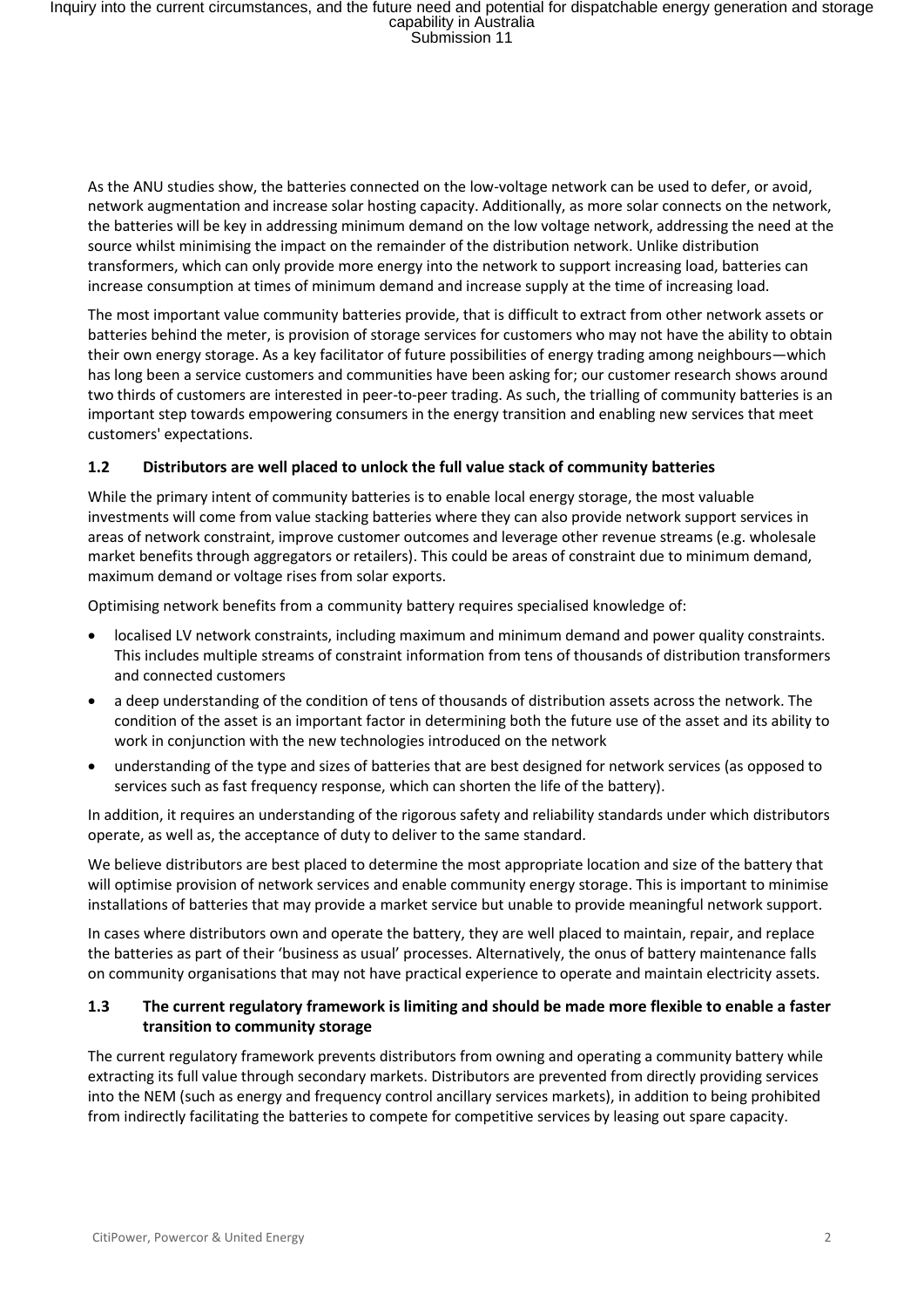As the ANU studies show, the batteries connected on the low-voltage network can be used to defer, or avoid, network augmentation and increase solar hosting capacity. Additionally, as more solar connects on the network, the batteries will be key in addressing minimum demand on the low voltage network, addressing the need at the source whilst minimising the impact on the remainder of the distribution network. Unlike distribution transformers, which can only provide more energy into the network to support increasing load, batteries can increase consumption at times of minimum demand and increase supply at the time of increasing load.

The most important value community batteries provide, that is difficult to extract from other network assets or batteries behind the meter, is provision of storage services for customers who may not have the ability to obtain their own energy storage. As a key facilitator of future possibilities of energy trading among neighbours—which has long been a service customers and communities have been asking for; our customer research shows around two thirds of customers are interested in peer-to-peer trading. As such, the trialling of community batteries is an important step towards empowering consumers in the energy transition and enabling new services that meet customers' expectations.

### 1.2 Distributors are well placed to unlock the full value stack of community batteries

While the primary intent of community batteries is to enable local energy storage, the most valuable investments will come from value stacking batteries where they can also provide network support services in areas of network constraint, improve customer outcomes and leverage other revenue streams (e.g. wholesale market benefits through aggregators or retailers). This could be areas of constraint due to minimum demand, maximum demand or voltage rises from solar exports.

Optimising network benefits from a community battery requires specialised knowledge of:

- localised LV network constraints, including maximum and minimum demand and power quality constraints. This includes multiple streams of constraint information from tens of thousands of distribution transformers and connected customers
- a deep understanding of the condition of tens of thousands of distribution assets across the network. The condition of the asset is an important factor in determining both the future use of the asset and its ability to work in conjunction with the new technologies introduced on the network
- understanding of the type and sizes of batteries that are best designed for network services (as opposed to services such as fast frequency response, which can shorten the life of the battery).

In addition, it requires an understanding of the rigorous safety and reliability standards under which distributors operate, as well as, the acceptance of duty to deliver to the same standard.

We believe distributors are best placed to determine the most appropriate location and size of the battery that will optimise provision of network services and enable community energy storage. This is important to minimise installations of batteries that may provide a market service but unable to provide meaningful network support.

In cases where distributors own and operate the battery, they are well placed to maintain, repair, and replace the batteries as part of their 'business as usual' processes. Alternatively, the onus of battery maintenance falls on community organisations that may not have practical experience to operate and maintain electricity assets.

### 1.3 The current regulatory framework is limiting and should be made more flexible to enable a faster transition to community storage

The current regulatory framework prevents distributors from owning and operating a community battery while extracting its full value through secondary markets. Distributors are prevented from directly providing services into the NEM (such as energy and frequency control ancillary services markets), in addition to being prohibited from indirectly facilitating the batteries to compete for competitive services by leasing out spare capacity.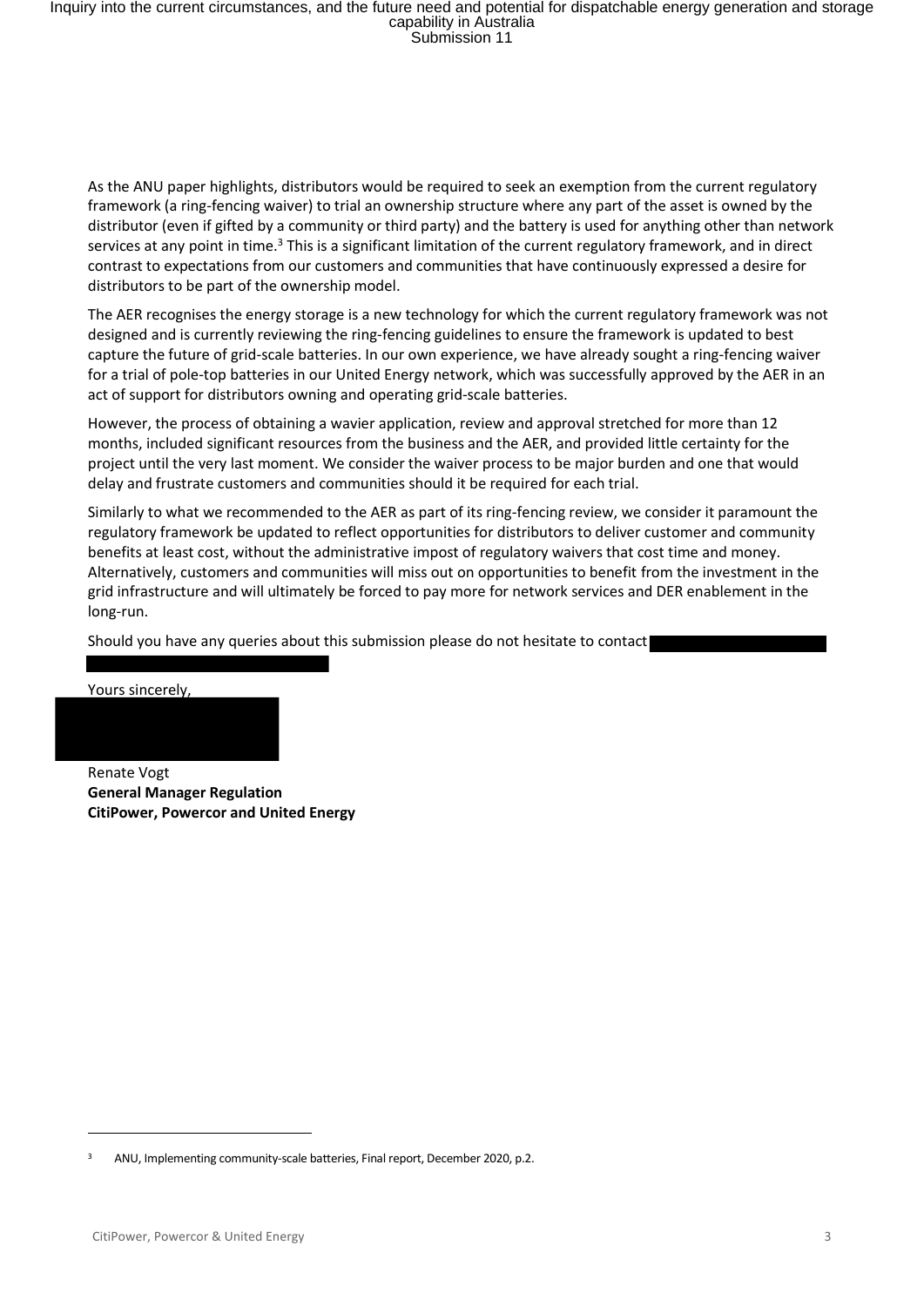As the ANU paper highlights, distributors would be required to seek an exemption from the current regulatory framework (a ring-fencing waiver) to trial an ownership structure where any part of the asset is owned by the distributor (even if gifted by a community or third party) and the battery is used for anything other than network services at any point in time.[3] This is a significant limitation of the current regulatory framework, and in direct contrast to expectations from our customers and communities that have continuously expressed a desire for distributors to be part of the ownership model.

The AER recognises the energy storage is a new technology for which the current regulatory framework was not designed and is currently reviewing the ring-fencing guidelines to ensure the framework is updated to best capture the future of grid-scale batteries. In our own experience, we have already sought a ring-fencing waiver for a trial of pole-top batteries in our United Energy network, which was successfully approved by the AER in an act of support for distributors owning and operating grid-scale batteries.

However, the process of obtaining a wavier application, review and approval stretched for more than 12 months, included significant resources from the business and the AER, and provided little certainty for the project until the very last moment. We consider the waiver process to be major burden and one that would delay and frustrate customers and communities should it be required for each trial.

Similarly to what we recommended to the AER as part of its ring-fencing review, we consider it paramount the regulatory framework be updated to reflect opportunities for distributors to deliver customer and community benefits at least cost, without the administrative impost of regulatory waivers that cost time and money. Alternatively, customers and communities will miss out on opportunities to benefit from the investment in the grid infrastructure and will ultimately be forced to pay more for network services and DER enablement in the long-run.

Should you have any queries about this submission please do not hesitate to contact

Yours sincerely,

Renate Vogt
**General Manager Regulation**
**CitiPower, Powercor and United Energy**

[3] ANU, Implementing community-scale batteries, Final report, December 2020, p.2.